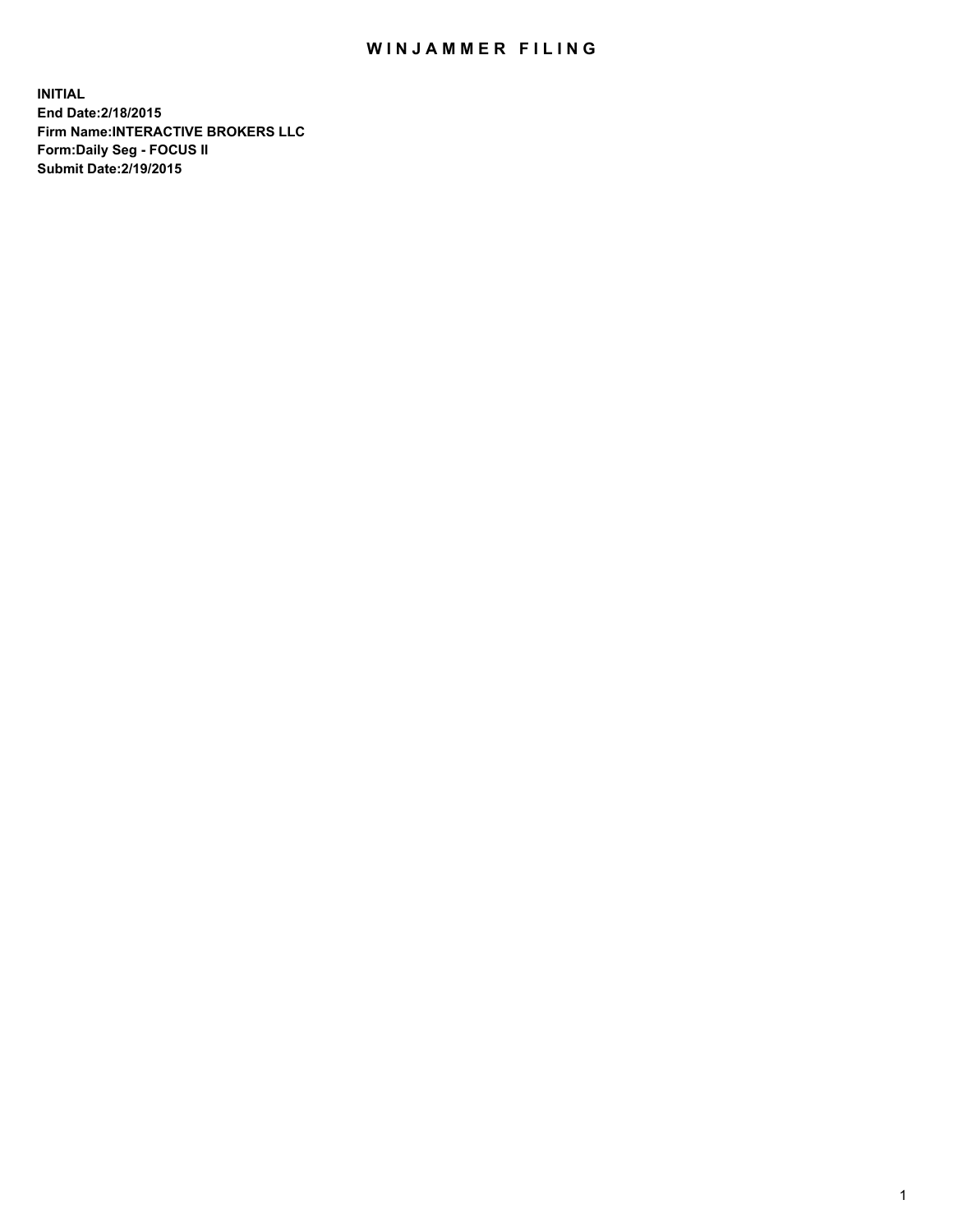# WINJAMMER FILING

**INITIAL**
**End Date:2/18/2015**
**Firm Name:INTERACTIVE BROKERS LLC**
**Form:Daily Seg - FOCUS II**
**Submit Date:2/19/2015**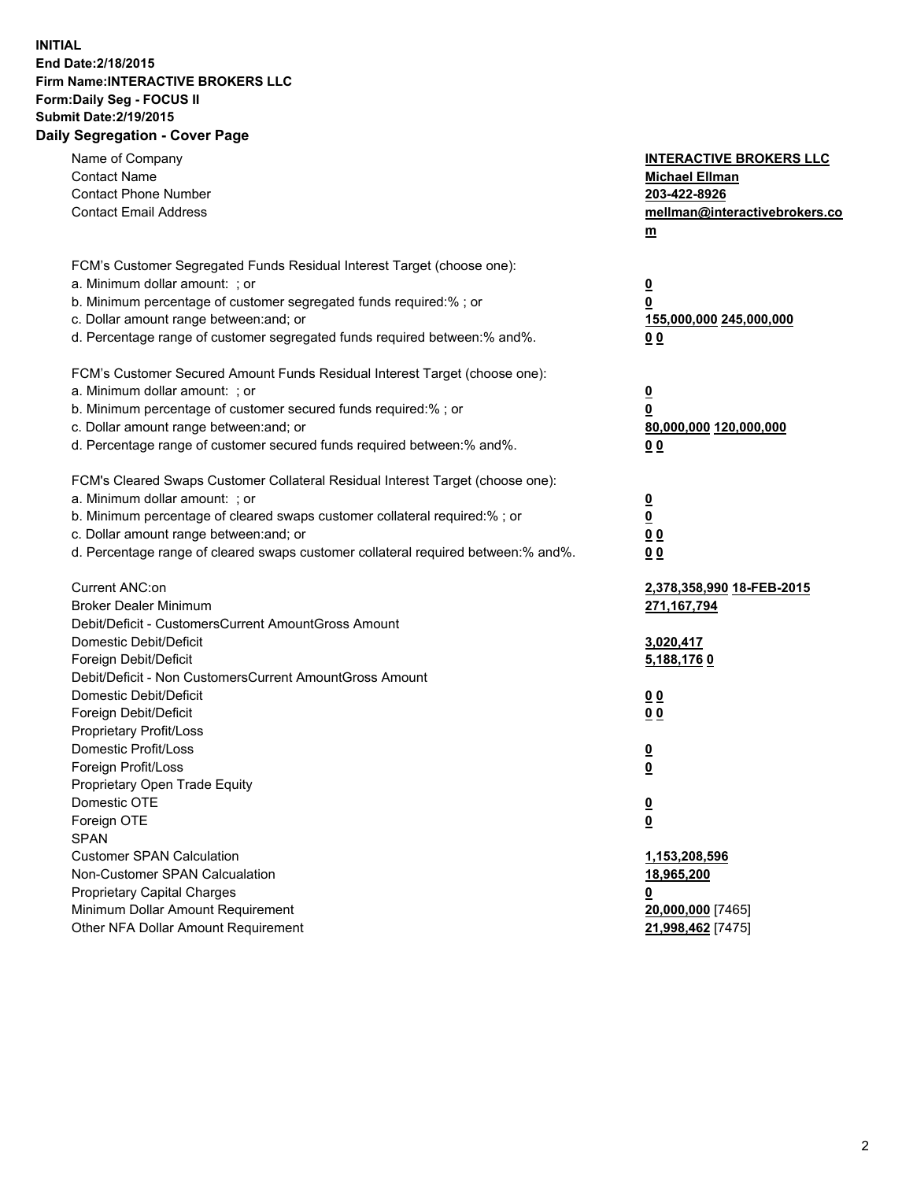**INITIAL**
**End Date:2/18/2015**
**Firm Name:INTERACTIVE BROKERS LLC**
**Form:Daily Seg - FOCUS II**
**Submit Date:2/19/2015**
**Daily Segregation - Cover Page**

| | |
|---|---|
| Name of Company | **INTERACTIVE BROKERS LLC** |
| Contact Name | **Michael Ellman** |
| Contact Phone Number | **203-422-8926** |
| Contact Email Address | **mellman@interactivebrokers.com** |
| FCM's Customer Segregated Funds Residual Interest Target (choose one): | |
| a. Minimum dollar amount: ; or | **0** |
| b. Minimum percentage of customer segregated funds required:% ; or | **0** |
| c. Dollar amount range between:and; or | **155,000,000** **245,000,000** |
| d. Percentage range of customer segregated funds required between:% and%. | **0** **0** |
| FCM's Customer Secured Amount Funds Residual Interest Target (choose one): | |
| a. Minimum dollar amount: ; or | **0** |
| b. Minimum percentage of customer secured funds required:% ; or | **0** |
| c. Dollar amount range between:and; or | **80,000,000** **120,000,000** |
| d. Percentage range of customer secured funds required between:% and%. | **0** **0** |
| FCM's Cleared Swaps Customer Collateral Residual Interest Target (choose one): | |
| a. Minimum dollar amount: ; or | **0** |
| b. Minimum percentage of cleared swaps customer collateral required:% ; or | **0** |
| c. Dollar amount range between:and; or | **0** **0** |
| d. Percentage range of cleared swaps customer collateral required between:% and%. | **0** **0** |
| Current ANC:on | **2,378,358,990** **18-FEB-2015** |
| Broker Dealer Minimum | **271,167,794** |
| Debit/Deficit - CustomersCurrent AmountGross Amount | |
| Domestic Debit/Deficit | **3,020,417** |
| Foreign Debit/Deficit | **5,188,176** **0** |
| Debit/Deficit - Non CustomersCurrent AmountGross Amount | |
| Domestic Debit/Deficit | **0** **0** |
| Foreign Debit/Deficit | **0** **0** |
| Proprietary Profit/Loss | |
| Domestic Profit/Loss | **0** |
| Foreign Profit/Loss | **0** |
| Proprietary Open Trade Equity | |
| Domestic OTE | **0** |
| Foreign OTE | **0** |
| SPAN | |
| Customer SPAN Calculation | **1,153,208,596** |
| Non-Customer SPAN Calcualation | **18,965,200** |
| Proprietary Capital Charges | **0** |
| Minimum Dollar Amount Requirement | **20,000,000** [7465] |
| Other NFA Dollar Amount Requirement | **21,998,462** [7475] |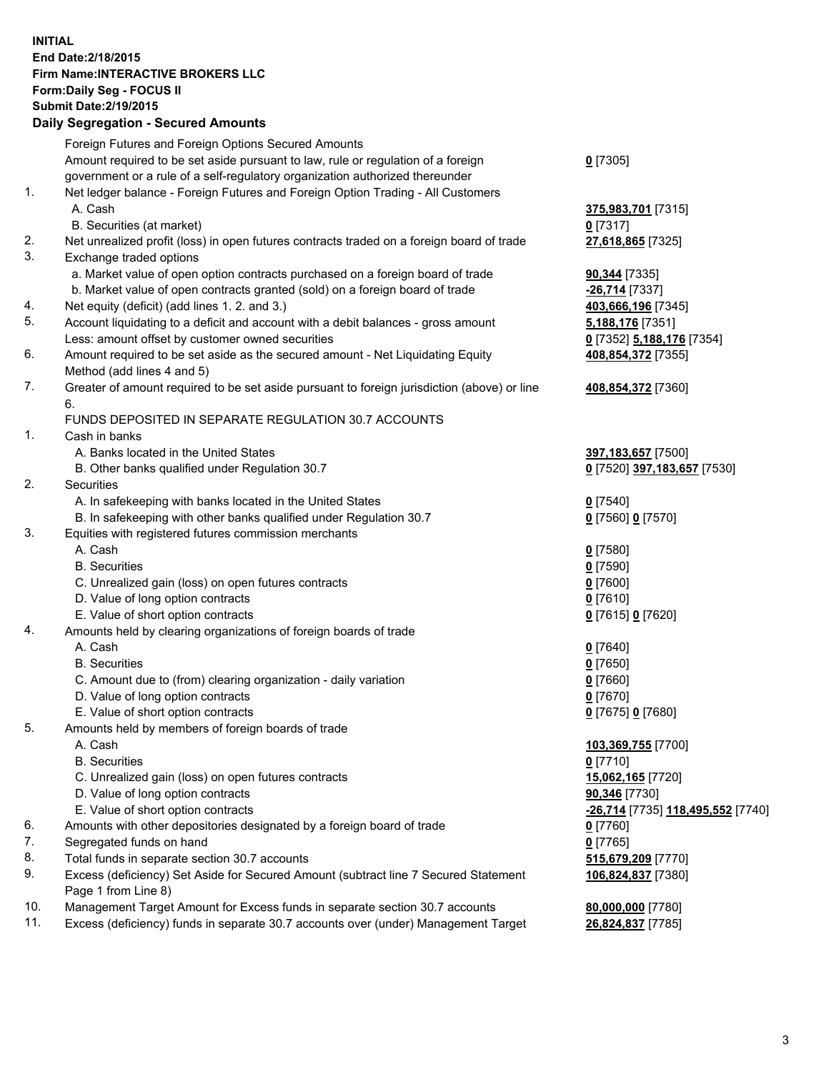**INITIAL**
**End Date:2/18/2015**
**Firm Name:INTERACTIVE BROKERS LLC**
**Form:Daily Seg - FOCUS II**
**Submit Date:2/19/2015**
**Daily Segregation - Secured Amounts**

| | | |
|---|---|---|
| | Foreign Futures and Foreign Options Secured Amounts | |
| | Amount required to be set aside pursuant to law, rule or regulation of a foreign government or a rule of a self-regulatory organization authorized thereunder | **0** [7305] |
| 1. | Net ledger balance - Foreign Futures and Foreign Option Trading - All Customers | |
| | A. Cash | **375,983,701** [7315] |
| | B. Securities (at market) | **0** [7317] |
| 2. | Net unrealized profit (loss) in open futures contracts traded on a foreign board of trade | **27,618,865** [7325] |
| 3. | Exchange traded options | |
| | a. Market value of open option contracts purchased on a foreign board of trade | **90,344** [7335] |
| | b. Market value of open contracts granted (sold) on a foreign board of trade | **-26,714** [7337] |
| 4. | Net equity (deficit) (add lines 1. 2. and 3.) | **403,666,196** [7345] |
| 5. | Account liquidating to a deficit and account with a debit balances - gross amount | **5,188,176** [7351] |
| | Less: amount offset by customer owned securities | **0** [7352] **5,188,176** [7354] |
| 6. | Amount required to be set aside as the secured amount - Net Liquidating Equity Method (add lines 4 and 5) | **408,854,372** [7355] |
| 7. | Greater of amount required to be set aside pursuant to foreign jurisdiction (above) or line 6. | **408,854,372** [7360] |
| | FUNDS DEPOSITED IN SEPARATE REGULATION 30.7 ACCOUNTS | |
| 1. | Cash in banks | |
| | A. Banks located in the United States | **397,183,657** [7500] |
| | B. Other banks qualified under Regulation 30.7 | **0** [7520] **397,183,657** [7530] |
| 2. | Securities | |
| | A. In safekeeping with banks located in the United States | **0** [7540] |
| | B. In safekeeping with other banks qualified under Regulation 30.7 | **0** [7560] **0** [7570] |
| 3. | Equities with registered futures commission merchants | |
| | A. Cash | **0** [7580] |
| | B. Securities | **0** [7590] |
| | C. Unrealized gain (loss) on open futures contracts | **0** [7600] |
| | D. Value of long option contracts | **0** [7610] |
| | E. Value of short option contracts | **0** [7615] **0** [7620] |
| 4. | Amounts held by clearing organizations of foreign boards of trade | |
| | A. Cash | **0** [7640] |
| | B. Securities | **0** [7650] |
| | C. Amount due to (from) clearing organization - daily variation | **0** [7660] |
| | D. Value of long option contracts | **0** [7670] |
| | E. Value of short option contracts | **0** [7675] **0** [7680] |
| 5. | Amounts held by members of foreign boards of trade | |
| | A. Cash | **103,369,755** [7700] |
| | B. Securities | **0** [7710] |
| | C. Unrealized gain (loss) on open futures contracts | **15,062,165** [7720] |
| | D. Value of long option contracts | **90,346** [7730] |
| | E. Value of short option contracts | **-26,714** [7735] **118,495,552** [7740] |
| 6. | Amounts with other depositories designated by a foreign board of trade | **0** [7760] |
| 7. | Segregated funds on hand | **0** [7765] |
| 8. | Total funds in separate section 30.7 accounts | **515,679,209** [7770] |
| 9. | Excess (deficiency) Set Aside for Secured Amount (subtract line 7 Secured Statement Page 1 from Line 8) | **106,824,837** [7380] |
| 10. | Management Target Amount for Excess funds in separate section 30.7 accounts | **80,000,000** [7780] |
| 11. | Excess (deficiency) funds in separate 30.7 accounts over (under) Management Target | **26,824,837** [7785] |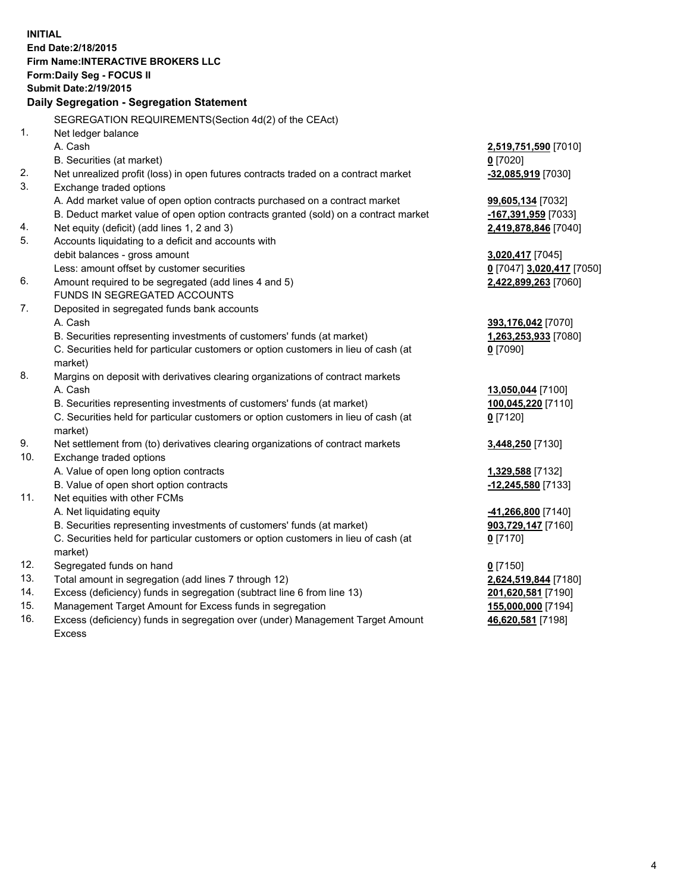**INITIAL**
**End Date:2/18/2015**
**Firm Name:INTERACTIVE BROKERS LLC**
**Form:Daily Seg - FOCUS II**
**Submit Date:2/19/2015**

### Daily Segregation - Segregation Statement

| | | |
|---|---|---|
| | SEGREGATION REQUIREMENTS(Section 4d(2) of the CEAct) | |
| 1. | Net ledger balance | |
| | A. Cash | **2,519,751,590** [7010] |
| | B. Securities (at market) | **0** [7020] |
| 2. | Net unrealized profit (loss) in open futures contracts traded on a contract market | **-32,085,919** [7030] |
| 3. | Exchange traded options | |
| | A. Add market value of open option contracts purchased on a contract market | **99,605,134** [7032] |
| | B. Deduct market value of open option contracts granted (sold) on a contract market | **-167,391,959** [7033] |
| 4. | Net equity (deficit) (add lines 1, 2 and 3) | **2,419,878,846** [7040] |
| 5. | Accounts liquidating to a deficit and accounts with | |
| | debit balances - gross amount | **3,020,417** [7045] |
| | Less: amount offset by customer securities | **0** [7047] **3,020,417** [7050] |
| 6. | Amount required to be segregated (add lines 4 and 5) | **2,422,899,263** [7060] |
| | FUNDS IN SEGREGATED ACCOUNTS | |
| 7. | Deposited in segregated funds bank accounts | |
| | A. Cash | **393,176,042** [7070] |
| | B. Securities representing investments of customers' funds (at market) | **1,263,253,933** [7080] |
| | C. Securities held for particular customers or option customers in lieu of cash (at market) | **0** [7090] |
| 8. | Margins on deposit with derivatives clearing organizations of contract markets | |
| | A. Cash | **13,050,044** [7100] |
| | B. Securities representing investments of customers' funds (at market) | **100,045,220** [7110] |
| | C. Securities held for particular customers or option customers in lieu of cash (at market) | **0** [7120] |
| 9. | Net settlement from (to) derivatives clearing organizations of contract markets | **3,448,250** [7130] |
| 10. | Exchange traded options | |
| | A. Value of open long option contracts | **1,329,588** [7132] |
| | B. Value of open short option contracts | **-12,245,580** [7133] |
| 11. | Net equities with other FCMs | |
| | A. Net liquidating equity | **-41,266,800** [7140] |
| | B. Securities representing investments of customers' funds (at market) | **903,729,147** [7160] |
| | C. Securities held for particular customers or option customers in lieu of cash (at market) | **0** [7170] |
| 12. | Segregated funds on hand | **0** [7150] |
| 13. | Total amount in segregation (add lines 7 through 12) | **2,624,519,844** [7180] |
| 14. | Excess (deficiency) funds in segregation (subtract line 6 from line 13) | **201,620,581** [7190] |
| 15. | Management Target Amount for Excess funds in segregation | **155,000,000** [7194] |
| 16. | Excess (deficiency) funds in segregation over (under) Management Target Amount Excess | **46,620,581** [7198] |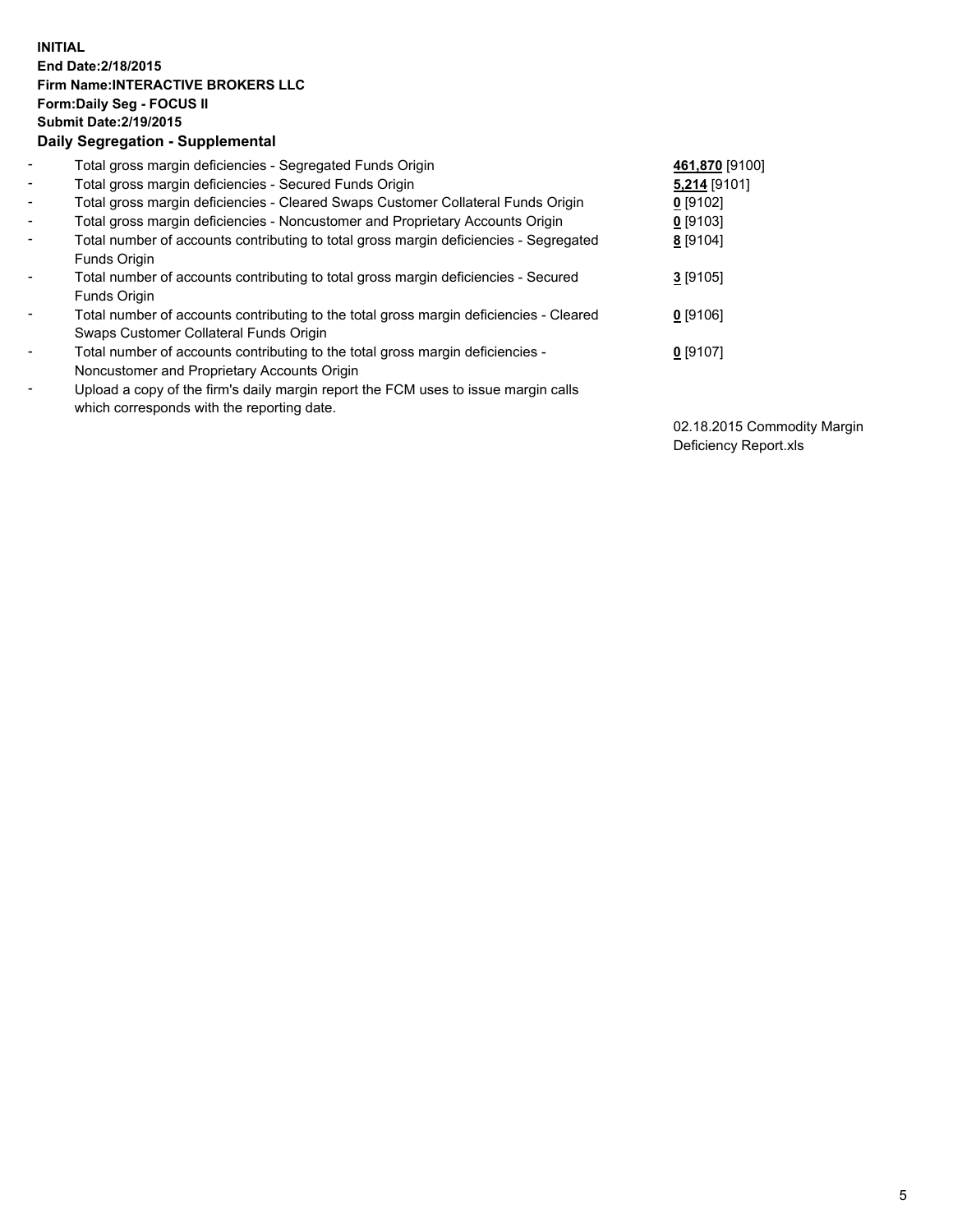**INITIAL**
**End Date:2/18/2015**
**Firm Name:INTERACTIVE BROKERS LLC**
**Form:Daily Seg - FOCUS II**
**Submit Date:2/19/2015**
**Daily Segregation - Supplemental**

| | | |
|---|---|---|
| - | Total gross margin deficiencies - Segregated Funds Origin | **461,870** [9100] |
| - | Total gross margin deficiencies - Secured Funds Origin | **5,214** [9101] |
| - | Total gross margin deficiencies - Cleared Swaps Customer Collateral Funds Origin | **0** [9102] |
| - | Total gross margin deficiencies - Noncustomer and Proprietary Accounts Origin | **0** [9103] |
| - | Total number of accounts contributing to total gross margin deficiencies - Segregated Funds Origin | **8** [9104] |
| - | Total number of accounts contributing to total gross margin deficiencies - Secured Funds Origin | **3** [9105] |
| - | Total number of accounts contributing to the total gross margin deficiencies - Cleared Swaps Customer Collateral Funds Origin | **0** [9106] |
| - | Total number of accounts contributing to the total gross margin deficiencies - Noncustomer and Proprietary Accounts Origin | **0** [9107] |
| - | Upload a copy of the firm's daily margin report the FCM uses to issue margin calls which corresponds with the reporting date. | 02.18.2015 Commodity Margin Deficiency Report.xls |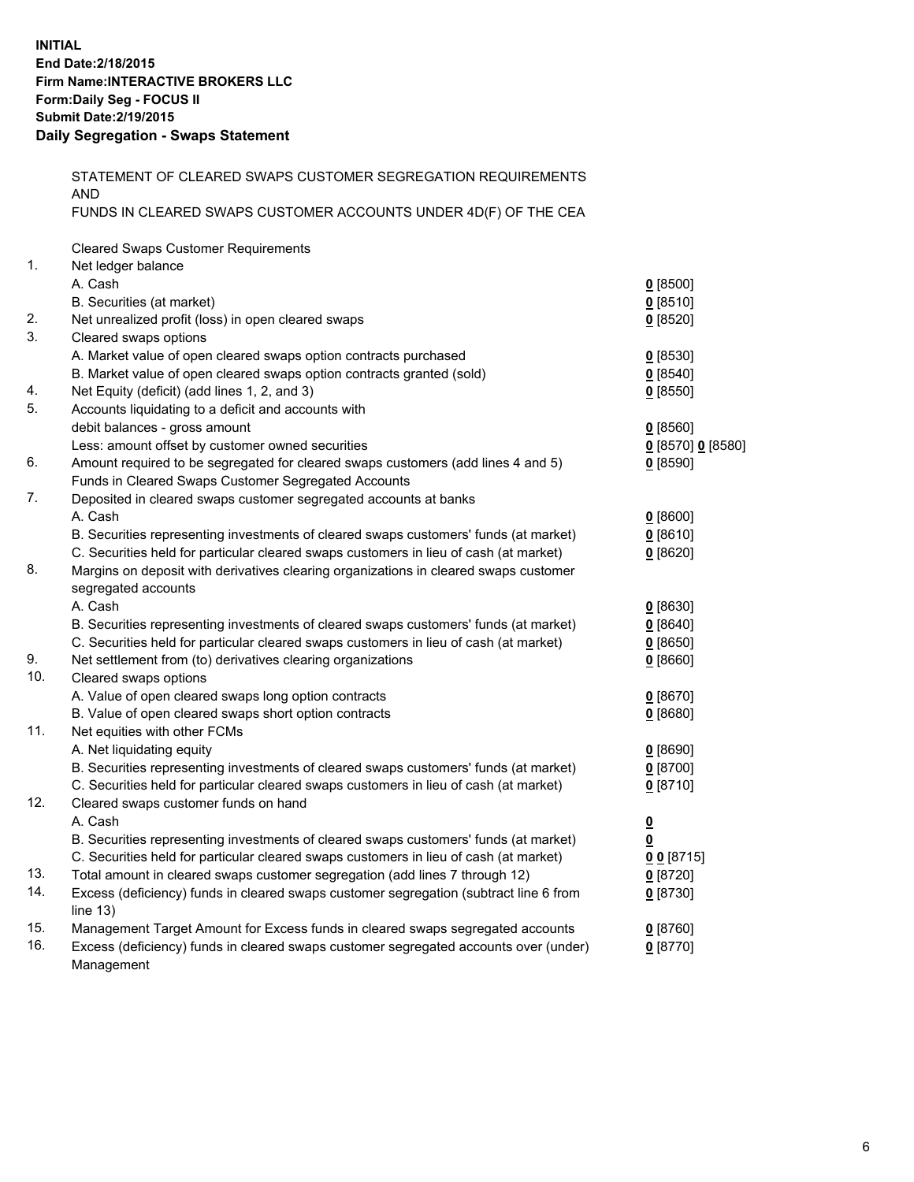**INITIAL**
**End Date:2/18/2015**
**Firm Name:INTERACTIVE BROKERS LLC**
**Form:Daily Seg - FOCUS II**
**Submit Date:2/19/2015**
**Daily Segregation - Swaps Statement**

STATEMENT OF CLEARED SWAPS CUSTOMER SEGREGATION REQUIREMENTS AND FUNDS IN CLEARED SWAPS CUSTOMER ACCOUNTS UNDER 4D(F) OF THE CEA

| | | |
|---|---|---|
| | Cleared Swaps Customer Requirements | |
| 1. | Net ledger balance | |
| | A. Cash | **0** [8500] |
| | B. Securities (at market) | **0** [8510] |
| 2. | Net unrealized profit (loss) in open cleared swaps | **0** [8520] |
| 3. | Cleared swaps options | |
| | A. Market value of open cleared swaps option contracts purchased | **0** [8530] |
| | B. Market value of open cleared swaps option contracts granted (sold) | **0** [8540] |
| 4. | Net Equity (deficit) (add lines 1, 2, and 3) | **0** [8550] |
| 5. | Accounts liquidating to a deficit and accounts with debit balances - gross amount | **0** [8560] |
| | Less: amount offset by customer owned securities | **0** [8570] **0** [8580] |
| 6. | Amount required to be segregated for cleared swaps customers (add lines 4 and 5) | **0** [8590] |
| | Funds in Cleared Swaps Customer Segregated Accounts | |
| 7. | Deposited in cleared swaps customer segregated accounts at banks | |
| | A. Cash | **0** [8600] |
| | B. Securities representing investments of cleared swaps customers' funds (at market) | **0** [8610] |
| | C. Securities held for particular cleared swaps customers in lieu of cash (at market) | **0** [8620] |
| 8. | Margins on deposit with derivatives clearing organizations in cleared swaps customer segregated accounts | |
| | A. Cash | **0** [8630] |
| | B. Securities representing investments of cleared swaps customers' funds (at market) | **0** [8640] |
| | C. Securities held for particular cleared swaps customers in lieu of cash (at market) | **0** [8650] |
| 9. | Net settlement from (to) derivatives clearing organizations | **0** [8660] |
| 10. | Cleared swaps options | |
| | A. Value of open cleared swaps long option contracts | **0** [8670] |
| | B. Value of open cleared swaps short option contracts | **0** [8680] |
| 11. | Net equities with other FCMs | |
| | A. Net liquidating equity | **0** [8690] |
| | B. Securities representing investments of cleared swaps customers' funds (at market) | **0** [8700] |
| | C. Securities held for particular cleared swaps customers in lieu of cash (at market) | **0** [8710] |
| 12. | Cleared swaps customer funds on hand | |
| | A. Cash | **0** |
| | B. Securities representing investments of cleared swaps customers' funds (at market) | **0** |
| | C. Securities held for particular cleared swaps customers in lieu of cash (at market) | **0** **0** [8715] |
| 13. | Total amount in cleared swaps customer segregation (add lines 7 through 12) | **0** [8720] |
| 14. | Excess (deficiency) funds in cleared swaps customer segregation (subtract line 6 from line 13) | **0** [8730] |
| 15. | Management Target Amount for Excess funds in cleared swaps segregated accounts | **0** [8760] |
| 16. | Excess (deficiency) funds in cleared swaps customer segregated accounts over (under) Management | **0** [8770] |